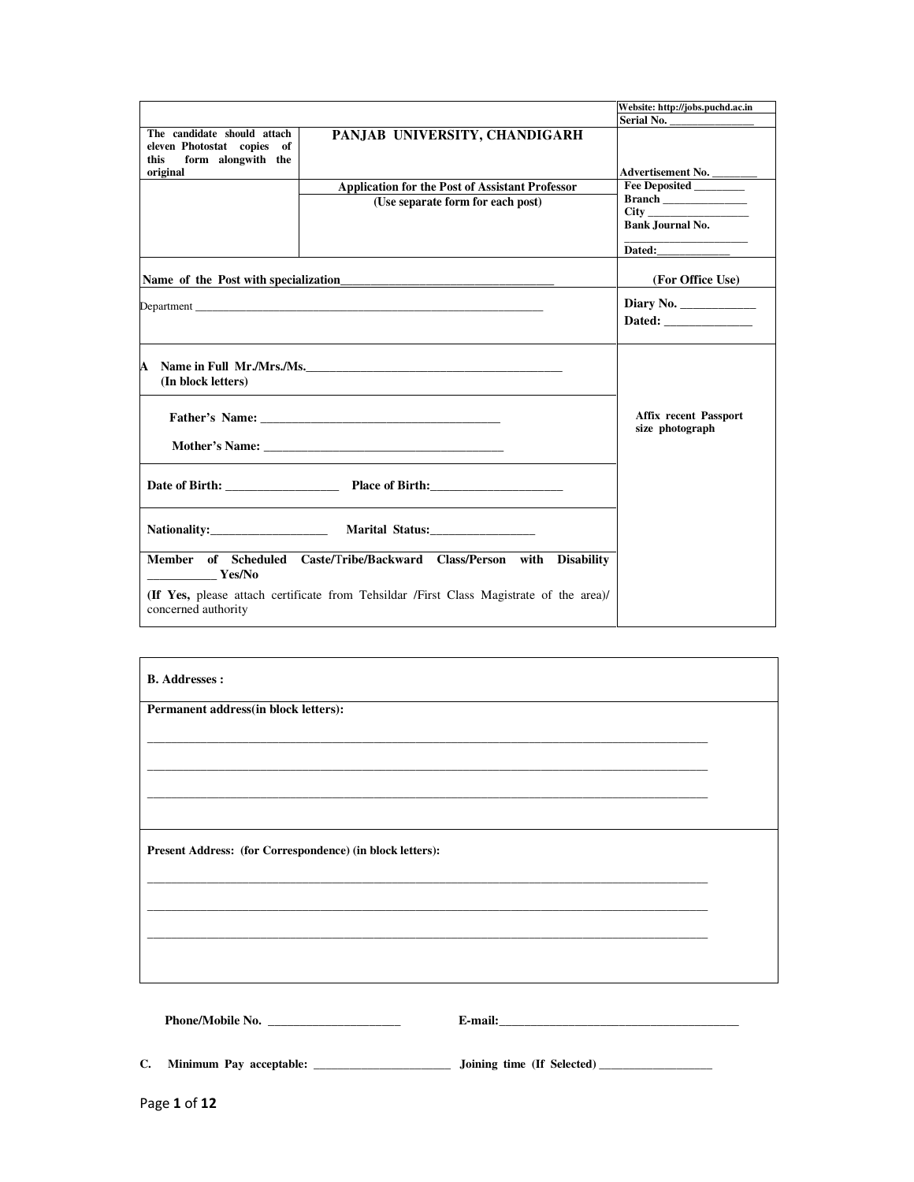| | | Website: http://jobs.puchd.ac.in |
|---|---|---|
| | | Serial No. _______________ |
| The candidate should attach eleven Photostat copies of this form alongwith the original | **PANJAB UNIVERSITY, CHANDIGARH** | Advertisement No. ________ |
| | **Application for the Post of Assistant Professor** (Use separate form for each post) | Fee Deposited _________ Branch _______________ City __________________ Bank Journal No. ______________________ Dated:_____________ |

| | |
|---|---|
| **Name of the Post with specialization**___________________________________ | **(For Office Use)** |
| Department _______________________________________________________________ | **Diary No.** ____________ **Dated:** ______________ |

| | |
|---|---|
| **A Name in Full Mr./Mrs./Ms.**__________________________________________ **(In block letters)** | **Affix recent Passport size photograph** |
| **Father's Name:** _______________________________________ **Mother's Name:** _______________________________________ | |
| **Date of Birth:** __________________ **Place of Birth:**_____________________ | |
| **Nationality:**___________________ **Marital Status:**_________________ | |
| **Member of Scheduled Caste/Tribe/Backward Class/Person with Disability** ___________ **Yes/No** **(If Yes,** please attach certificate from Tehsildar /First Class Magistrate of the area)/ concerned authority | |

**B. Addresses :**

**Permanent address(in block letters):**

_______________________________________________________________________________

_______________________________________________________________________________

_______________________________________________________________________________

**Present Address: (for Correspondence) (in block letters):**

_______________________________________________________________________________

_______________________________________________________________________________

_______________________________________________________________________________

**Phone/Mobile No.** ______________________ **E-mail:**________________________________________

**C. Minimum Pay acceptable:** _______________________ **Joining time (If Selected)** ___________________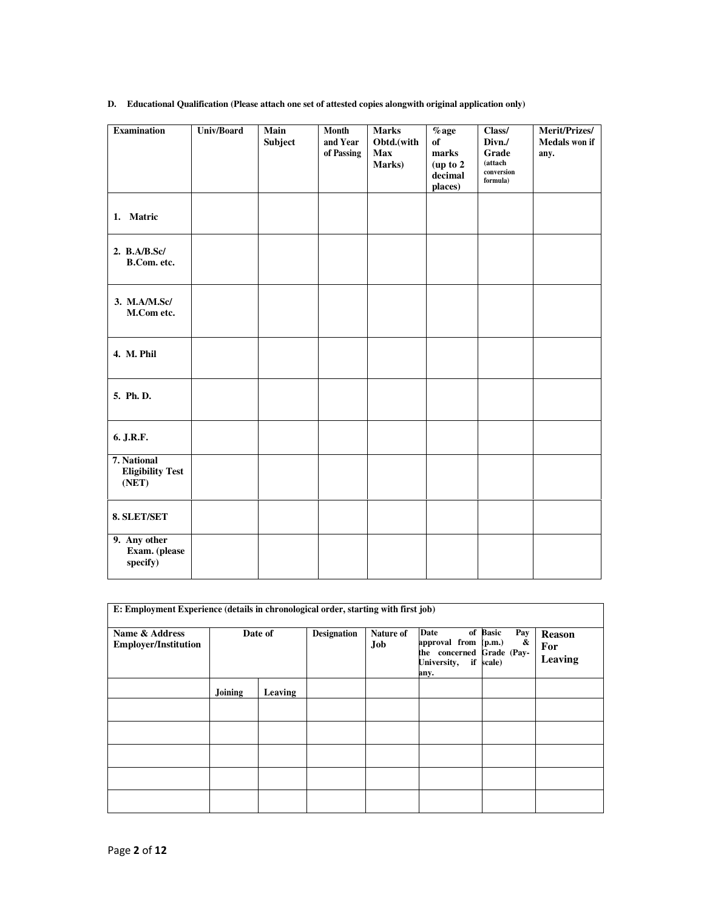**D. Educational Qualification (Please attach one set of attested copies alongwith original application only)**

| Examination | Univ/Board | Main Subject | Month and Year of Passing | Marks Obtd.(with Max Marks) | %age of marks (up to 2 decimal places) | Class/ Divn./ Grade (attach conversion formula) | Merit/Prizes/ Medals won if any. |
|---|---|---|---|---|---|---|---|
| 1. Matric | | | | | | | |
| 2. B.A/B.Sc/ B.Com. etc. | | | | | | | |
| 3. M.A/M.Sc/ M.Com etc. | | | | | | | |
| 4. M. Phil | | | | | | | |
| 5. Ph. D. | | | | | | | |
| 6. J.R.F. | | | | | | | |
| 7. National Eligibility Test (NET) | | | | | | | |
| 8. SLET/SET | | | | | | | |
| 9. Any other Exam. (please specify) | | | | | | | |

**E: Employment Experience (details in chronological order, starting with first job)**

| Name & Address Employer/Institution | Date of | | Designation | Nature of Job | Date of approval from the concerned University, if any. | Basic Pay (p.m.) & Grade (Pay-scale) | Reason For Leaving |
|---|---|---|---|---|---|---|---|
| | Joining | Leaving | | | | | |
| | | | | | | | |
| | | | | | | | |
| | | | | | | | |
| | | | | | | | |
| | | | | | | | |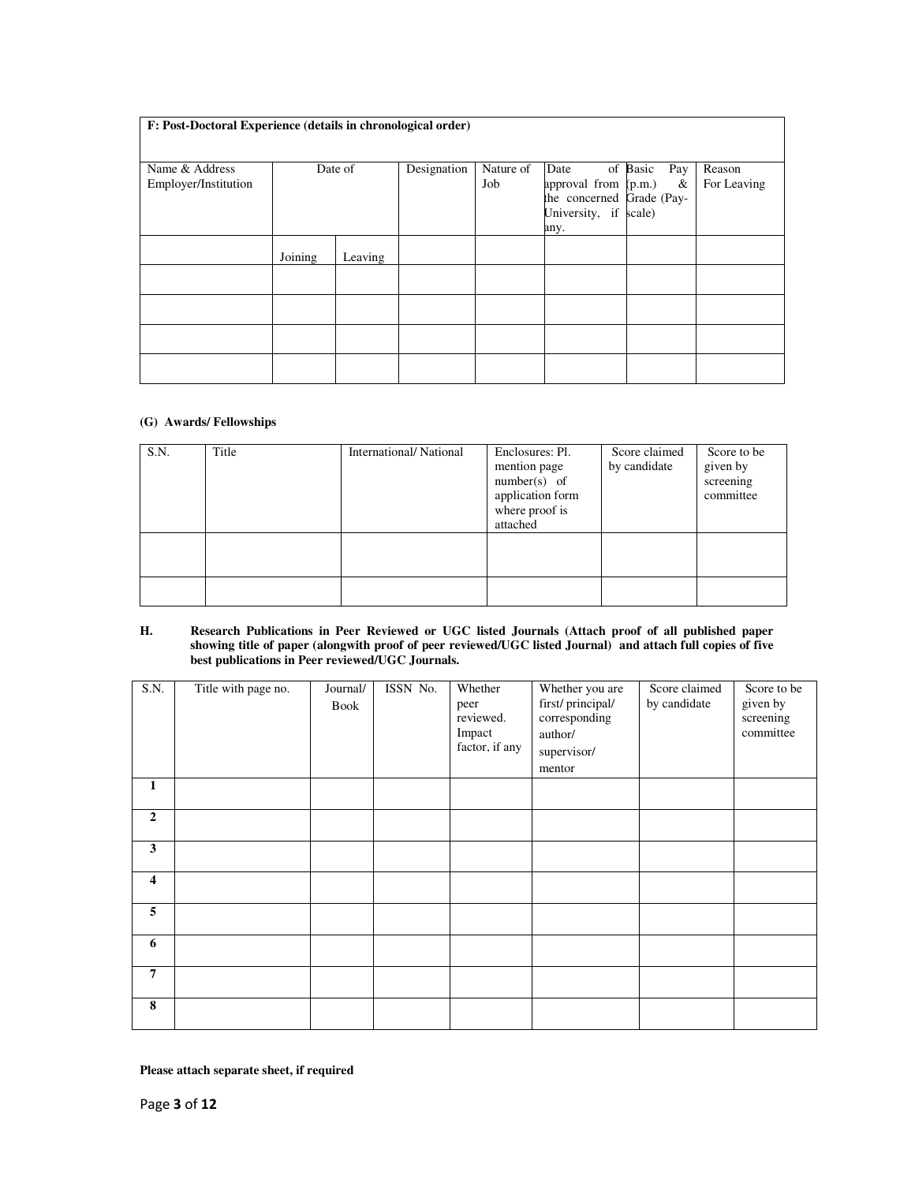**F: Post-Doctoral Experience (details in chronological order)**

| Name & Address Employer/Institution | Date of | | Designation | Nature of Job | Date of approval from the concerned University, if any. | Basic Pay (p.m.) & Grade (Pay-scale) | Reason For Leaving |
|---|---|---|---|---|---|---|---|
| | Joining | Leaving | | | | | |
| | | | | | | | |
| | | | | | | | |
| | | | | | | | |
| | | | | | | | |

**(G) Awards/ Fellowships**

| S.N. | Title | International/ National | Enclosures: Pl. mention page number(s) of application form where proof is attached | Score claimed by candidate | Score to be given by screening committee |
|---|---|---|---|---|---|
| | | | | | |
| | | | | | |

**H. Research Publications in Peer Reviewed or UGC listed Journals (Attach proof of all published paper showing title of paper (alongwith proof of peer reviewed/UGC listed Journal) and attach full copies of five best publications in Peer reviewed/UGC Journals.**

| S.N. | Title with page no. | Journal/ Book | ISSN No. | Whether peer reviewed. Impact factor, if any | Whether you are first/ principal/ corresponding author/ supervisor/ mentor | Score claimed by candidate | Score to be given by screening committee |
|---|---|---|---|---|---|---|---|
| **1** | | | | | | | |
| **2** | | | | | | | |
| **3** | | | | | | | |
| **4** | | | | | | | |
| **5** | | | | | | | |
| **6** | | | | | | | |
| **7** | | | | | | | |
| **8** | | | | | | | |

**Please attach separate sheet, if required**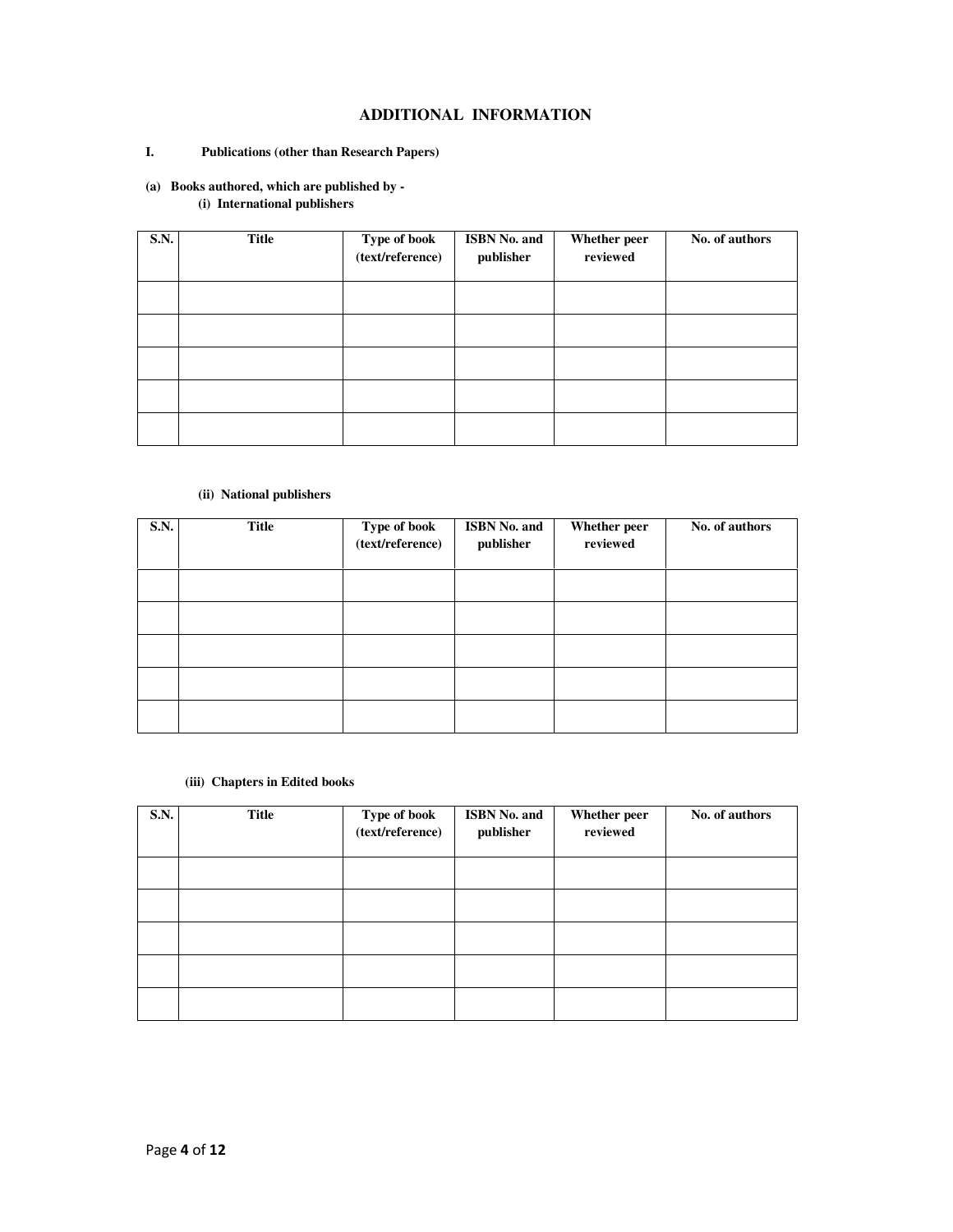## ADDITIONAL INFORMATION

**I. Publications (other than Research Papers)**

**(a) Books authored, which are published by -**

**(i) International publishers**

| S.N. | Title | Type of book (text/reference) | ISBN No. and publisher | Whether peer reviewed | No. of authors |
|---|---|---|---|---|---|
| | | | | | |
| | | | | | |
| | | | | | |
| | | | | | |
| | | | | | |

**(ii) National publishers**

| S.N. | Title | Type of book (text/reference) | ISBN No. and publisher | Whether peer reviewed | No. of authors |
|---|---|---|---|---|---|
| | | | | | |
| | | | | | |
| | | | | | |
| | | | | | |
| | | | | | |

**(iii) Chapters in Edited books**

| S.N. | Title | Type of book (text/reference) | ISBN No. and publisher | Whether peer reviewed | No. of authors |
|---|---|---|---|---|---|
| | | | | | |
| | | | | | |
| | | | | | |
| | | | | | |
| | | | | | |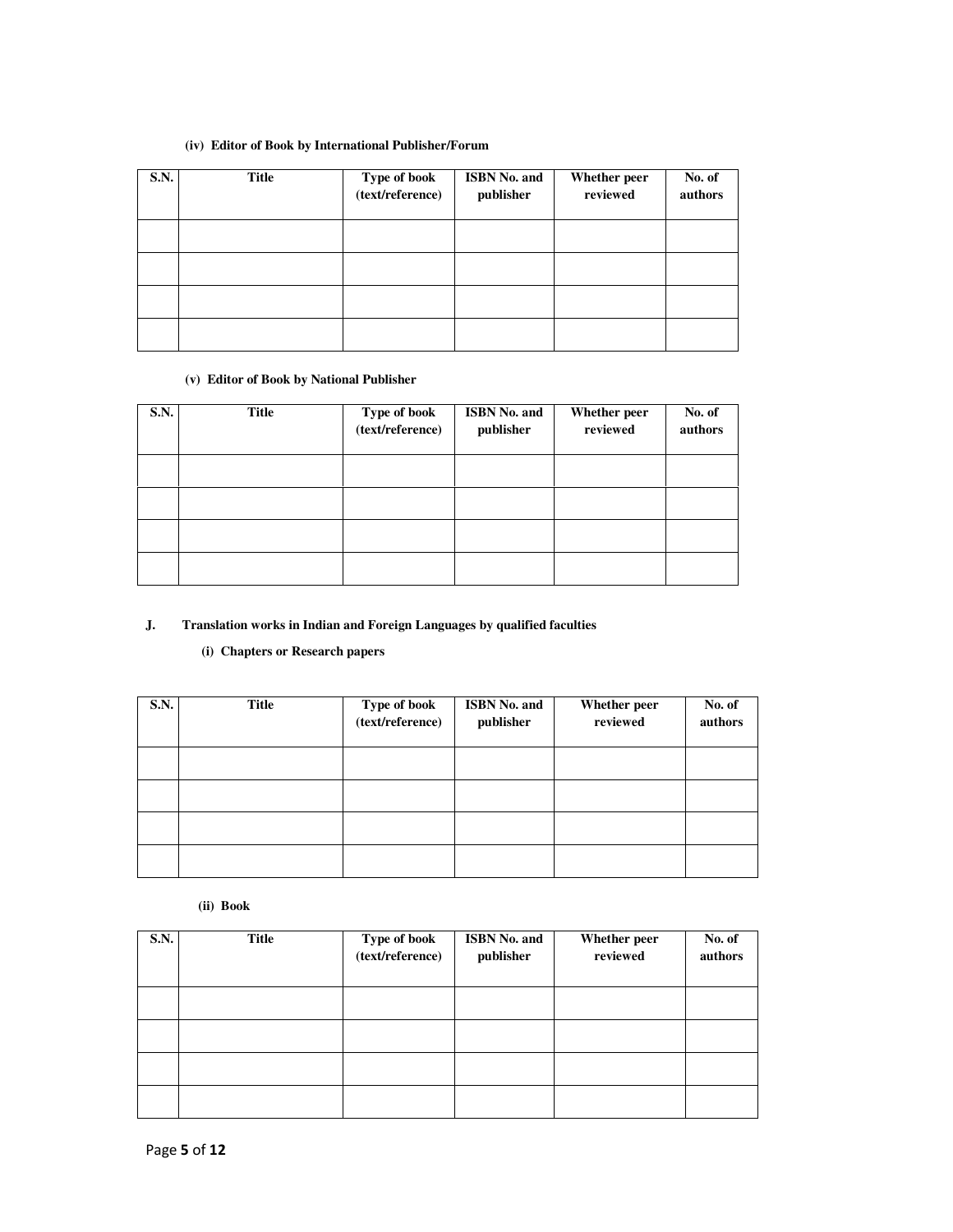**(iv) Editor of Book by International Publisher/Forum**

| S.N. | Title | Type of book (text/reference) | ISBN No. and publisher | Whether peer reviewed | No. of authors |
|---|---|---|---|---|---|
| | | | | | |
| | | | | | |
| | | | | | |
| | | | | | |

**(v) Editor of Book by National Publisher**

| S.N. | Title | Type of book (text/reference) | ISBN No. and publisher | Whether peer reviewed | No. of authors |
|---|---|---|---|---|---|
| | | | | | |
| | | | | | |
| | | | | | |
| | | | | | |

**J. Translation works in Indian and Foreign Languages by qualified faculties**

**(i) Chapters or Research papers**

| S.N. | Title | Type of book (text/reference) | ISBN No. and publisher | Whether peer reviewed | No. of authors |
|---|---|---|---|---|---|
| | | | | | |
| | | | | | |
| | | | | | |
| | | | | | |

**(ii) Book**

| S.N. | Title | Type of book (text/reference) | ISBN No. and publisher | Whether peer reviewed | No. of authors |
|---|---|---|---|---|---|
| | | | | | |
| | | | | | |
| | | | | | |
| | | | | | |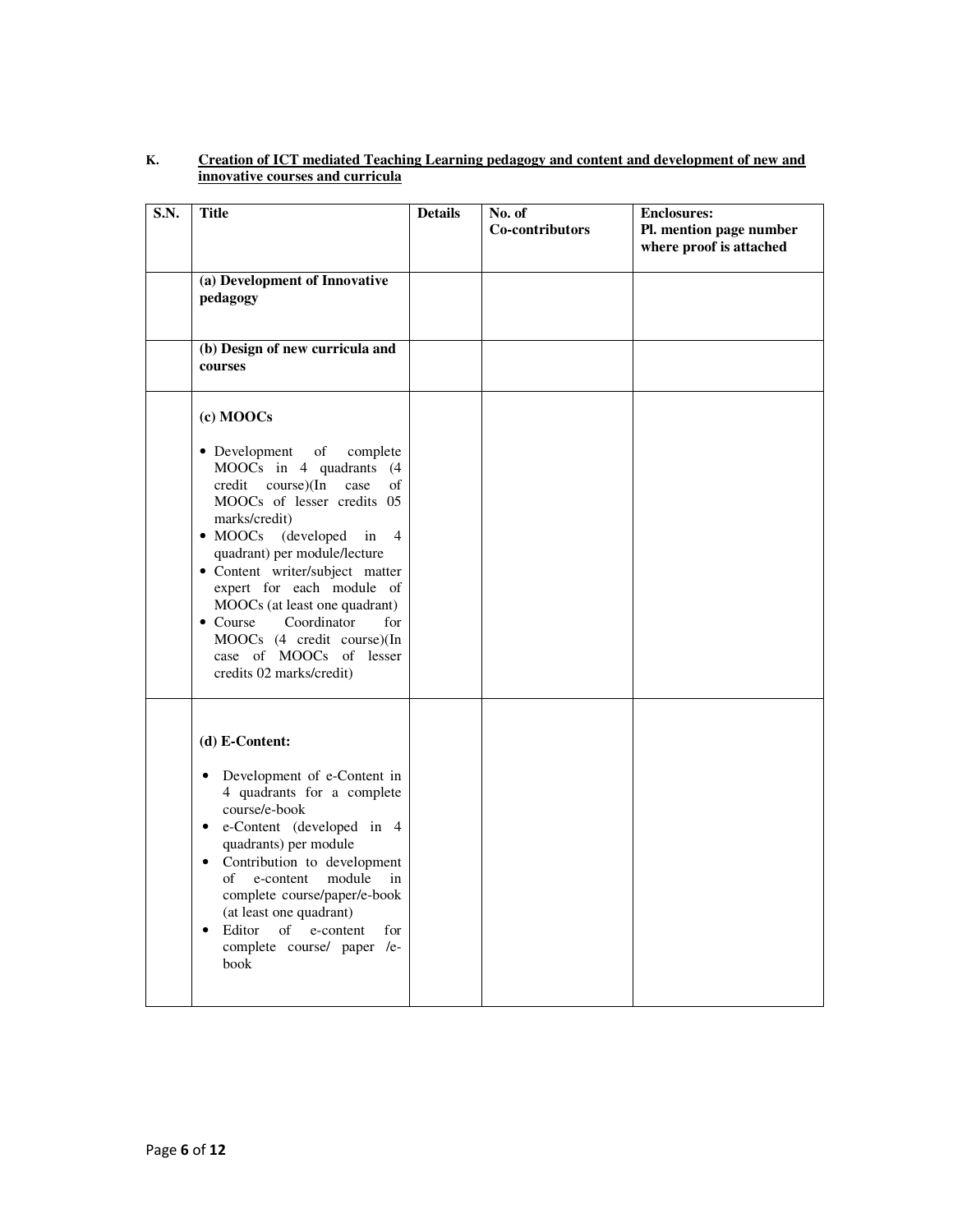**K. Creation of ICT mediated Teaching Learning pedagogy and content and development of new and innovative courses and curricula**

| S.N. | Title | Details | No. of Co-contributors | Enclosures: Pl. mention page number where proof is attached |
|---|---|---|---|---|
| | **(a) Development of Innovative pedagogy** | | | |
| | **(b) Design of new curricula and courses** | | | |
| | **(c) MOOCs**<br>• Development of complete MOOCs in 4 quadrants (4 credit course)(In case of MOOCs of lesser credits 05 marks/credit)<br>• MOOCs (developed in 4 quadrant) per module/lecture<br>• Content writer/subject matter expert for each module of MOOCs (at least one quadrant)<br>• Course Coordinator for MOOCs (4 credit course)(In case of MOOCs of lesser credits 02 marks/credit) | | | |
| | **(d) E-Content:**<br>• Development of e-Content in 4 quadrants for a complete course/e-book<br>• e-Content (developed in 4 quadrants) per module<br>• Contribution to development of e-content module in complete course/paper/e-book (at least one quadrant)<br>• Editor of e-content for complete course/ paper /e-book | | | |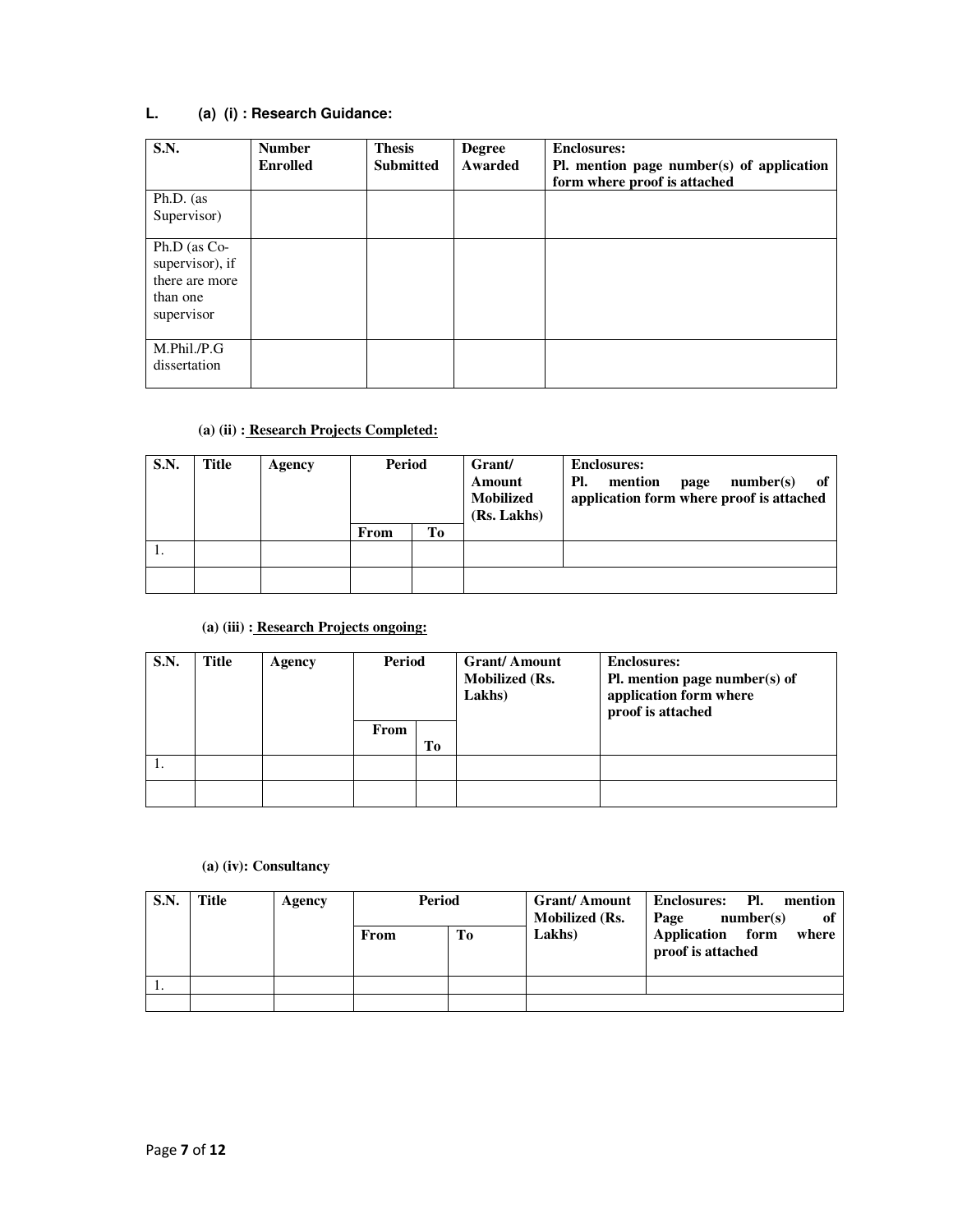**L. (a) (i) : Research Guidance:**

| S.N. | Number Enrolled | Thesis Submitted | Degree Awarded | Enclosures: Pl. mention page number(s) of application form where proof is attached |
|---|---|---|---|---|
| Ph.D. (as Supervisor) | | | | |
| Ph.D (as Co-supervisor), if there are more than one supervisor | | | | |
| M.Phil./P.G dissertation | | | | |

**(a) (ii) : Research Projects Completed:**

| S.N. | Title | Agency | Period | | Grant/ Amount Mobilized (Rs. Lakhs) | Enclosures: Pl. mention page number(s) of application form where proof is attached |
|---|---|---|---|---|---|---|
| | | | From | To | | |
| 1. | | | | | | |
| | | | | | | |

**(a) (iii) : Research Projects ongoing:**

| S.N. | Title | Agency | Period | | Grant/ Amount Mobilized (Rs. Lakhs) | Enclosures: Pl. mention page number(s) of application form where proof is attached |
|---|---|---|---|---|---|---|
| | | | From | To | | |
| 1. | | | | | | |
| | | | | | | |

**(a) (iv): Consultancy**

| S.N. | Title | Agency | Period | | Grant/ Amount Mobilized (Rs. Lakhs) | Enclosures: Pl. mention Page number(s) of Application form where proof is attached |
|---|---|---|---|---|---|---|
| | | | From | To | | |
| 1. | | | | | | |
| | | | | | | |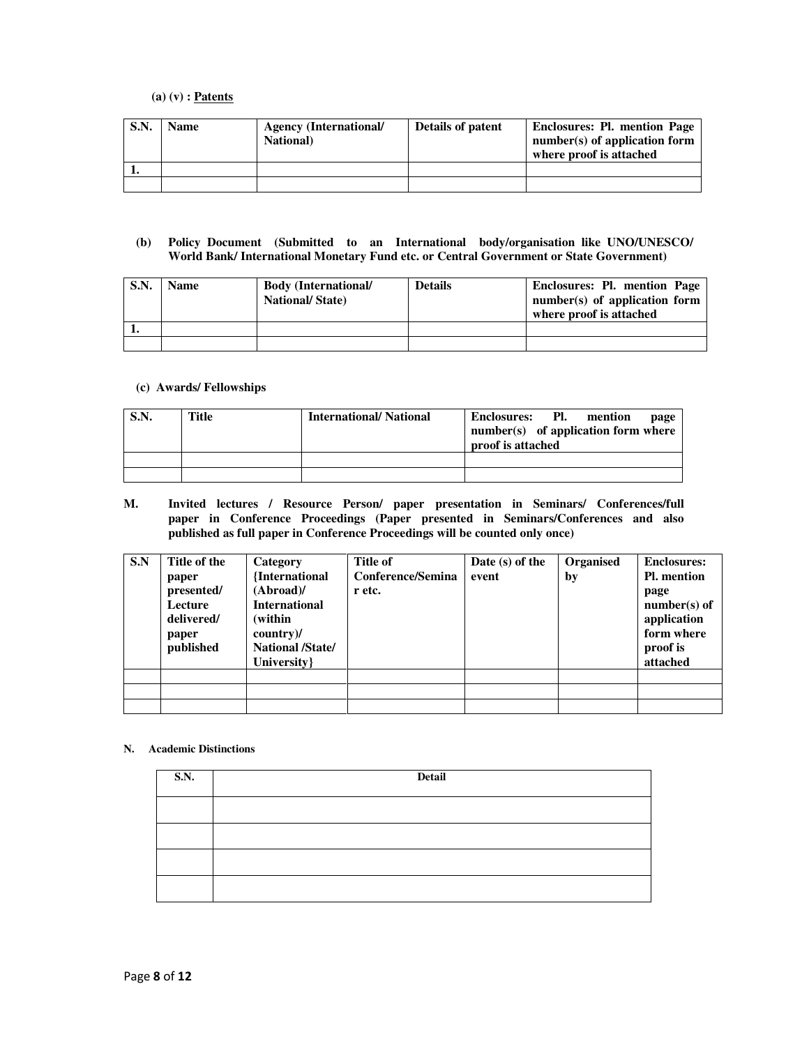**(a) (v) : Patents**

| S.N. | Name | Agency (International/ National) | Details of patent | Enclosures: Pl. mention Page number(s) of application form where proof is attached |
|---|---|---|---|---|
| 1. | | | | |
| | | | | |

**(b) Policy Document (Submitted to an International body/organisation like UNO/UNESCO/ World Bank/ International Monetary Fund etc. or Central Government or State Government)**

| S.N. | Name | Body (International/ National/ State) | Details | Enclosures: Pl. mention Page number(s) of application form where proof is attached |
|---|---|---|---|---|
| 1. | | | | |
| | | | | |

**(c) Awards/ Fellowships**

| S.N. | Title | International/ National | Enclosures: Pl. mention page number(s) of application form where proof is attached |
|---|---|---|---|
| | | | |
| | | | |

**M. Invited lectures / Resource Person/ paper presentation in Seminars/ Conferences/full paper in Conference Proceedings (Paper presented in Seminars/Conferences and also published as full paper in Conference Proceedings will be counted only once)**

| S.N | Title of the paper presented/ Lecture delivered/ paper published | Category {International (Abroad)/ International (within country)/ National /State/ University} | Title of Conference/Seminar etc. | Date (s) of the event | Organised by | Enclosures: Pl. mention page number(s) of application form where proof is attached |
|---|---|---|---|---|---|---|
| | | | | | | |
| | | | | | | |
| | | | | | | |

**N. Academic Distinctions**

| S.N. | Detail |
|---|---|
| | |
| | |
| | |
| | |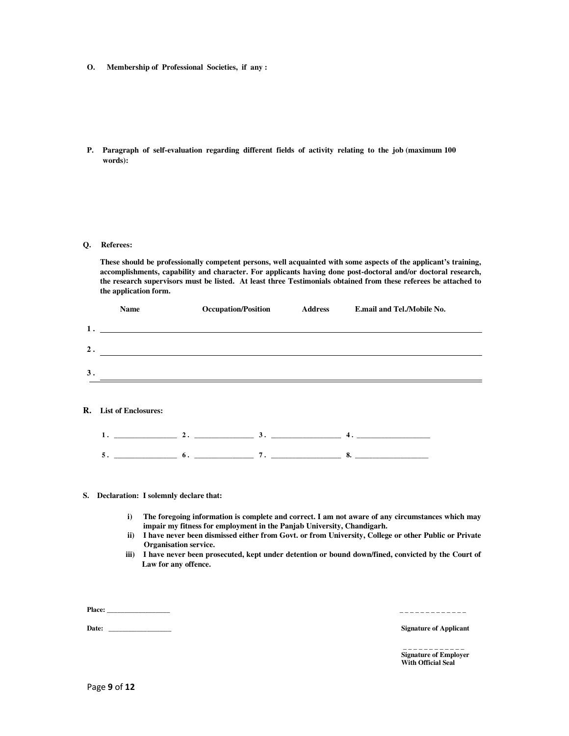**O. Membership of Professional Societies, if any :**

**P. Paragraph of self-evaluation regarding different fields of activity relating to the job (maximum 100 words):**

**Q. Referees:**

**These should be professionally competent persons, well acquainted with some aspects of the applicant's training, accomplishments, capability and character. For applicants having done post-doctoral and/or doctoral research, the research supervisors must be listed. At least three Testimonials obtained from these referees be attached to the application form.**

| | Name | Occupation/Position | Address | E.mail and Tel./Mobile No. |
|---|---|---|---|---|
| 1. | | | | |
| 2. | | | | |
| 3. | | | | |

**R. List of Enclosures:**

1. ________________ 2. _______________ 3. __________________ 4. ___________________

5. ________________ 6. _______________ 7. __________________ 8. ___________________

**S. Declaration: I solemnly declare that:**

- **i) The foregoing information is complete and correct. I am not aware of any circumstances which may impair my fitness for employment in the Panjab University, Chandigarh.**
- **ii) I have never been dismissed either from Govt. or from University, College or other Public or Private Organisation service.**
- **iii) I have never been prosecuted, kept under detention or bound down/fined, convicted by the Court of Law for any offence.**

**Place:** _________________

**Date:** _________________

**Signature of Applicant**

**Signature of Employer With Official Seal**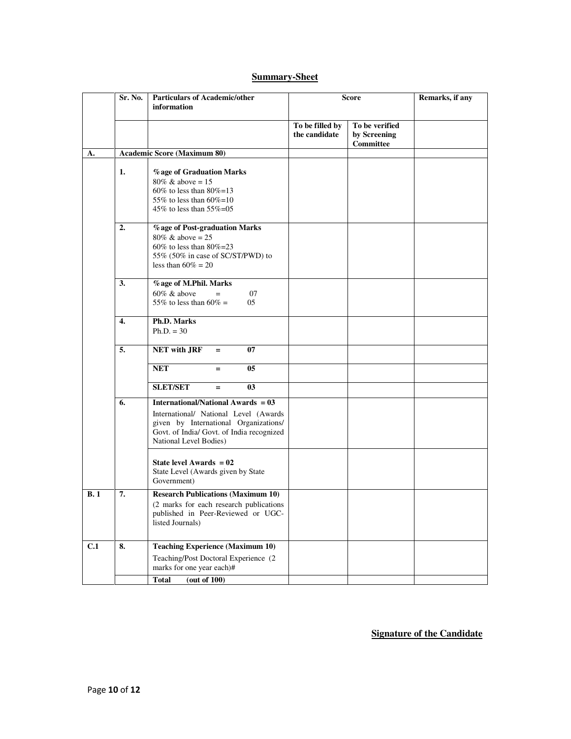## Summary-Sheet

| | Sr. No. | Particulars of Academic/other information | Score | | Remarks, if any |
|---|---|---|---|---|---|
| | | | To be filled by the candidate | To be verified by Screening Committee | |
| A. | Academic Score (Maximum 80) | | | | |
| | 1. | **%age of Graduation Marks**<br>80% & above = 15<br>60% to less than 80%=13<br>55% to less than 60%=10<br>45% to less than 55%=05 | | | |
| | 2. | **%age of Post-graduation Marks**<br>80% & above = 25<br>60% to less than 80%=23<br>55% (50% in case of SC/ST/PWD) to less than 60% = 20 | | | |
| | 3. | **%age of M.Phil. Marks**<br>60% & above = 07<br>55% to less than 60% = 05 | | | |
| | 4. | **Ph.D. Marks**<br>Ph.D. = 30 | | | |
| | 5. | **NET with JRF = 07** | | | |
| | | **NET = 05** | | | |
| | | **SLET/SET = 03** | | | |
| | 6. | **International/National Awards = 03**<br>International/ National Level (Awards given by International Organizations/ Govt. of India/ Govt. of India recognized National Level Bodies) | | | |
| | | **State level Awards = 02**<br>State Level (Awards given by State Government) | | | |
| B. 1 | 7. | **Research Publications (Maximum 10)**<br>(2 marks for each research publications published in Peer-Reviewed or UGC-listed Journals) | | | |
| C.1 | 8. | **Teaching Experience (Maximum 10)**<br>Teaching/Post Doctoral Experience (2 marks for one year each)# | | | |
| | | **Total (out of 100)** | | | |

**Signature of the Candidate**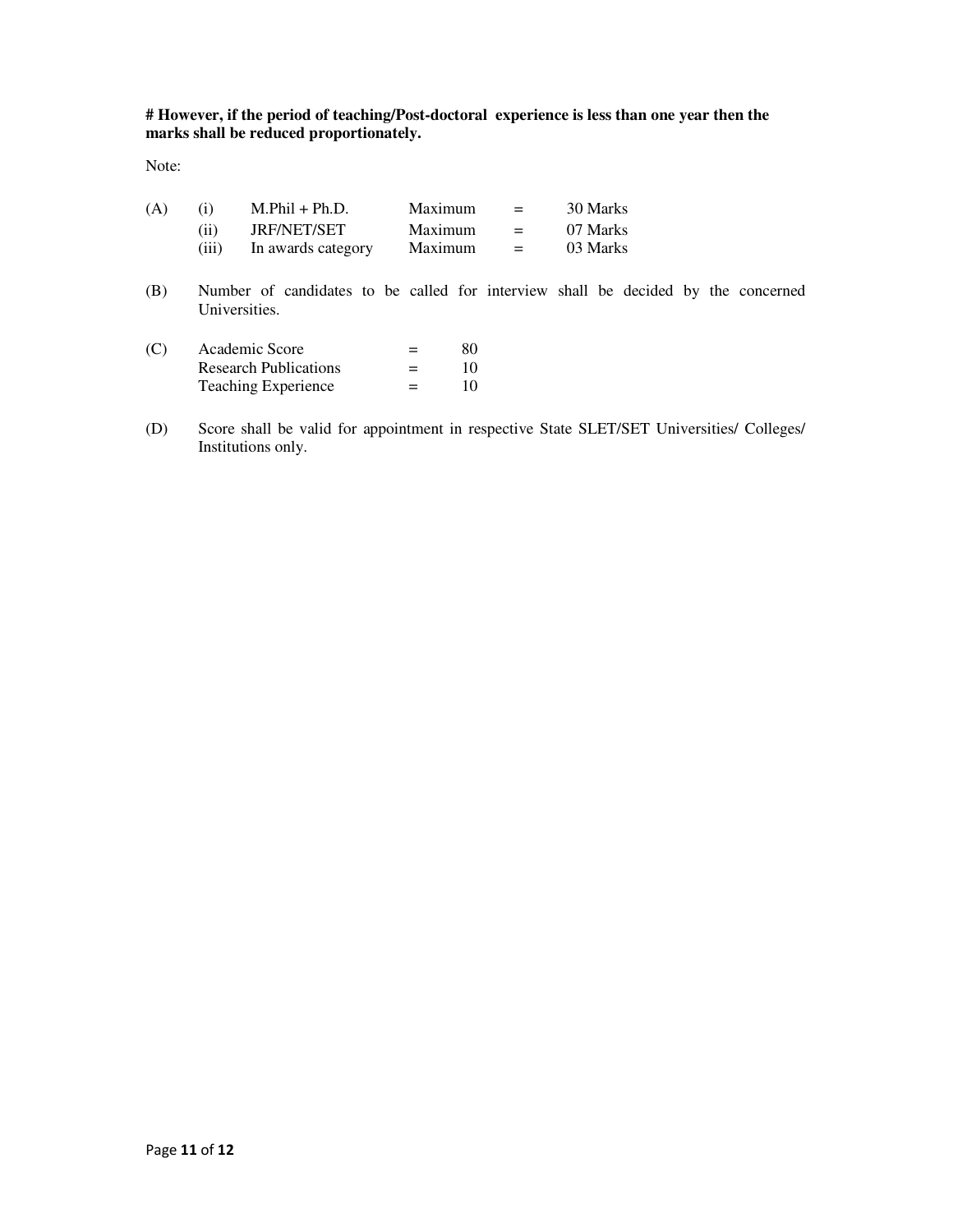**# However, if the period of teaching/Post-doctoral experience is less than one year then the marks shall be reduced proportionately.**

Note:

(A)

| | | | | |
|---|---|---|---|---|
| (i) | M.Phil + Ph.D. | Maximum | = | 30 Marks |
| (ii) | JRF/NET/SET | Maximum | = | 07 Marks |
| (iii) | In awards category | Maximum | = | 03 Marks |

(B) Number of candidates to be called for interview shall be decided by the concerned Universities.

(C)

| | | |
|---|---|---|
| Academic Score | = | 80 |
| Research Publications | = | 10 |
| Teaching Experience | = | 10 |

(D) Score shall be valid for appointment in respective State SLET/SET Universities/ Colleges/ Institutions only.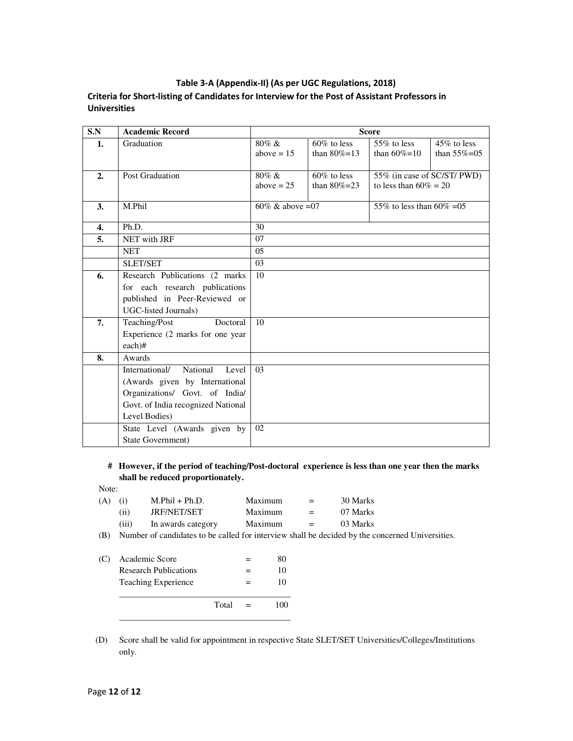**Table 3-A (Appendix-II) (As per UGC Regulations, 2018)**

**Criteria for Short-listing of Candidates for Interview for the Post of Assistant Professors in Universities**

| S.N | Academic Record | Score | | | |
|---|---|---|---|---|---|
| **1.** | Graduation | 80% & above = 15 | 60% to less than 80%=13 | 55% to less than 60%=10 | 45% to less than 55%=05 |
| **2.** | Post Graduation | 80% & above = 25 | 60% to less than 80%=23 | 55% (in case of SC/ST/ PWD) to less than 60% = 20 | |
| **3.** | M.Phil | 60% & above =07 | | 55% to less than 60% =05 | |
| **4.** | Ph.D. | 30 | | | |
| **5.** | NET with JRF | 07 | | | |
| | NET | 05 | | | |
| | SLET/SET | 03 | | | |
| **6.** | Research Publications (2 marks for each research publications published in Peer-Reviewed or UGC-listed Journals) | 10 | | | |
| **7.** | Teaching/Post Doctoral Experience (2 marks for one year each)# | 10 | | | |
| **8.** | Awards | | | | |
| | International/ National Level (Awards given by International Organizations/ Govt. of India/ Govt. of India recognized National Level Bodies) | 03 | | | |
| | State Level (Awards given by State Government) | 02 | | | |

**# However, if the period of teaching/Post-doctoral experience is less than one year then the marks shall be reduced proportionately.**

Note:

(A) (i) M.Phil + Ph.D. Maximum = 30 Marks
(ii) JRF/NET/SET Maximum = 07 Marks
(iii) In awards category Maximum = 03 Marks

(B) Number of candidates to be called for interview shall be decided by the concerned Universities.

(C) Academic Score = 80
Research Publications = 10
Teaching Experience = 10

Total = 100

(D) Score shall be valid for appointment in respective State SLET/SET Universities/Colleges/Institutions only.